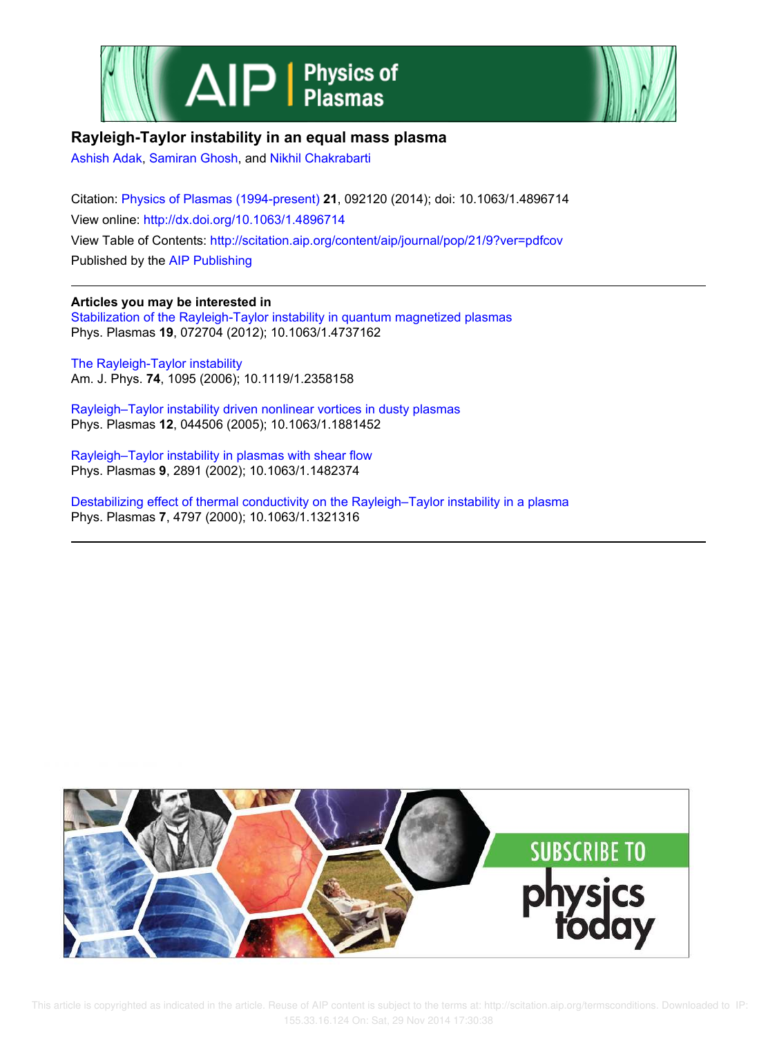# Rayleigh-Taylor instability in an equal mass plasma

Ashish Adak, Samiran Ghosh, and Nikhil Chakrabarti

Citation: Physics of Plasmas (1994-present) **21**, 092120 (2014); doi: 10.1063/1.4896714

View online: http://dx.doi.org/10.1063/1.4896714

View Table of Contents: http://scitation.aip.org/content/aip/journal/pop/21/9?ver=pdfcov

Published by the AIP Publishing

## Articles you may be interested in

Stabilization of the Rayleigh-Taylor instability in quantum magnetized plasmas
Phys. Plasmas **19**, 072704 (2012); 10.1063/1.4737162

The Rayleigh-Taylor instability
Am. J. Phys. **74**, 1095 (2006); 10.1119/1.2358158

Rayleigh–Taylor instability driven nonlinear vortices in dusty plasmas
Phys. Plasmas **12**, 044506 (2005); 10.1063/1.1881452

Rayleigh–Taylor instability in plasmas with shear flow
Phys. Plasmas **9**, 2891 (2002); 10.1063/1.1482374

Destabilizing effect of thermal conductivity on the Rayleigh–Taylor instability in a plasma
Phys. Plasmas **7**, 4797 (2000); 10.1063/1.1321316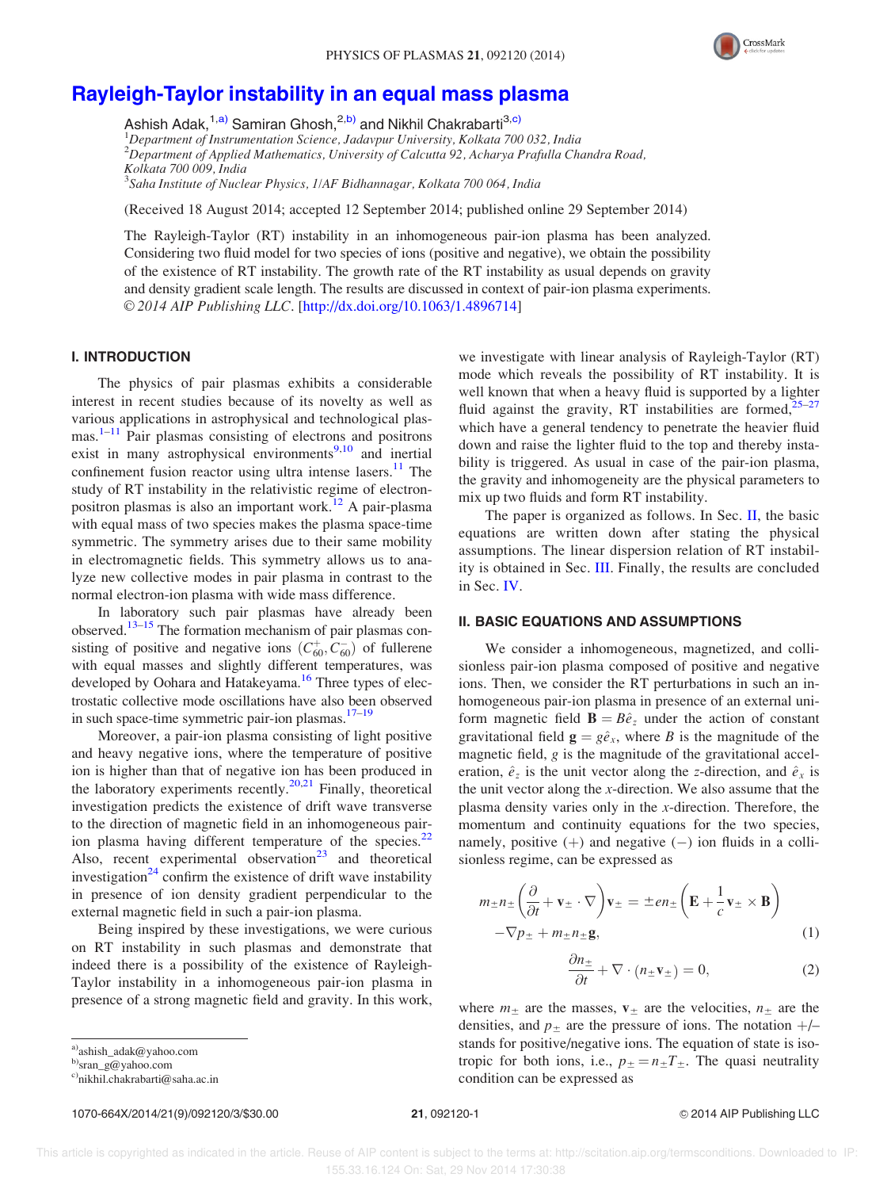// Rayleigh-Taylor instability in an equal mass plasma

Ashish Adak,[1,a)] Samiran Ghosh,[2,b)] and Nikhil Chakrabarti[3,c)]

[1]Department of Instrumentation Science, Jadavpur University, Kolkata 700 032, India
[2]Department of Applied Mathematics, University of Calcutta 92, Acharya Prafulla Chandra Road, Kolkata 700 009, India
[3]Saha Institute of Nuclear Physics, 1/AF Bidhannagar, Kolkata 700 064, India

(Received 18 August 2014; accepted 12 September 2014; published online 29 September 2014)

The Rayleigh-Taylor (RT) instability in an inhomogeneous pair-ion plasma has been analyzed. Considering two fluid model for two species of ions (positive and negative), we obtain the possibility of the existence of RT instability. The growth rate of the RT instability as usual depends on gravity and density gradient scale length. The results are discussed in context of pair-ion plasma experiments. © 2014 AIP Publishing LLC. [http://dx.doi.org/10.1063/1.4896714]

## I. INTRODUCTION

The physics of pair plasmas exhibits a considerable interest in recent studies because of its novelty as well as various applications in astrophysical and technological plasmas.[1–11] Pair plasmas consisting of electrons and positrons exist in many astrophysical environments[9,10] and inertial confinement fusion reactor using ultra intense lasers.[11] The study of RT instability in the relativistic regime of electron-positron plasmas is also an important work.[12] A pair-plasma with equal mass of two species makes the plasma space-time symmetric. The symmetry arises due to their same mobility in electromagnetic fields. This symmetry allows us to analyze new collective modes in pair plasma in contrast to the normal electron-ion plasma with wide mass difference.

In laboratory such pair plasmas have already been observed.[13–15] The formation mechanism of pair plasmas consisting of positive and negative ions ($C_{60}^{+}, C_{60}^{-}$) of fullerene with equal masses and slightly different temperatures, was developed by Oohara and Hatakeyama.[16] Three types of electrostatic collective mode oscillations have also been observed in such space-time symmetric pair-ion plasmas.[17–19]

Moreover, a pair-ion plasma consisting of light positive and heavy negative ions, where the temperature of positive ion is higher than that of negative ion has been produced in the laboratory experiments recently.[20,21] Finally, theoretical investigation predicts the existence of drift wave transverse to the direction of magnetic field in an inhomogeneous pair-ion plasma having different temperature of the species.[22] Also, recent experimental observation[23] and theoretical investigation[24] confirm the existence of drift wave instability in presence of ion density gradient perpendicular to the external magnetic field in such a pair-ion plasma.

Being inspired by these investigations, we were curious on RT instability in such plasmas and demonstrate that indeed there is a possibility of the existence of Rayleigh-Taylor instability in a inhomogeneous pair-ion plasma in presence of a strong magnetic field and gravity. In this work, we investigate with linear analysis of Rayleigh-Taylor (RT) mode which reveals the possibility of RT instability. It is well known that when a heavy fluid is supported by a lighter fluid against the gravity, RT instabilities are formed,[25–27] which have a general tendency to penetrate the heavier fluid down and raise the lighter fluid to the top and thereby instability is triggered. As usual in case of the pair-ion plasma, the gravity and inhomogeneity are the physical parameters to mix up two fluids and form RT instability.

The paper is organized as follows. In Sec. II, the basic equations are written down after stating the physical assumptions. The linear dispersion relation of RT instability is obtained in Sec. III. Finally, the results are concluded in Sec. IV.

## II. BASIC EQUATIONS AND ASSUMPTIONS

We consider a inhomogeneous, magnetized, and collisionless pair-ion plasma composed of positive and negative ions. Then, we consider the RT perturbations in such an inhomogeneous pair-ion plasma in presence of an external uniform magnetic field $\mathbf{B} = B\hat{e}_z$ under the action of constant gravitational field $\mathbf{g} = g\hat{e}_x$, where $B$ is the magnitude of the magnetic field, $g$ is the magnitude of the gravitational acceleration, $\hat{e}_z$ is the unit vector along the $z$-direction, and $\hat{e}_x$ is the unit vector along the $x$-direction. We also assume that the plasma density varies only in the $x$-direction. Therefore, the momentum and continuity equations for the two species, namely, positive ($+$) and negative ($-$) ion fluids in a collisionless regime, can be expressed as

$$m_\pm n_\pm \left(\frac{\partial}{\partial t} + \mathbf{v}_\pm \cdot \nabla\right)\mathbf{v}_\pm = \pm e n_\pm \left(\mathbf{E} + \frac{1}{c}\mathbf{v}_\pm \times \mathbf{B}\right) - \nabla p_\pm + m_\pm n_\pm \mathbf{g}, \tag{1}$$

$$\frac{\partial n_\pm}{\partial t} + \nabla \cdot (n_\pm \mathbf{v}_\pm) = 0, \tag{2}$$

where $m_\pm$ are the masses, $\mathbf{v}_\pm$ are the velocities, $n_\pm$ are the densities, and $p_\pm$ are the pressure of ions. The notation $+/-$ stands for positive/negative ions. The equation of state is isotropic for both ions, i.e., $p_\pm = n_\pm T_\pm$. The quasi neutrality condition can be expressed as

a)ashish_adak@yahoo.com
b)sran_g@yahoo.com
c)nikhil.chakrabarti@saha.ac.in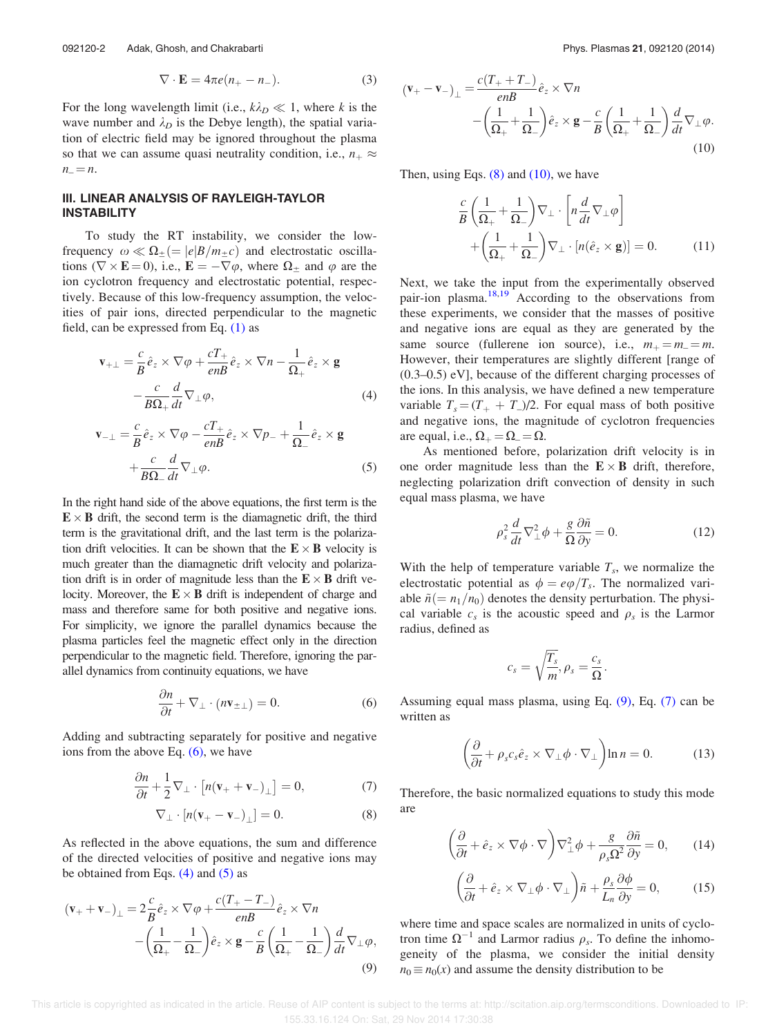$$\nabla \cdot \mathbf{E} = 4\pi e(n_+ - n_-). \tag{3}$$

For the long wavelength limit (i.e., $k\lambda_D \ll 1$, where $k$ is the wave number and $\lambda_D$ is the Debye length), the spatial variation of electric field may be ignored throughout the plasma so that we can assume quasi neutrality condition, i.e., $n_+ \approx n_- = n$.

## III. LINEAR ANALYSIS OF RAYLEIGH-TAYLOR INSTABILITY

To study the RT instability, we consider the low-frequency $\omega \ll \Omega_\pm (= |e|B/m_\pm c)$ and electrostatic oscillations ($\nabla \times \mathbf{E} = 0$), i.e., $\mathbf{E} = -\nabla\varphi$, where $\Omega_\pm$ and $\varphi$ are the ion cyclotron frequency and electrostatic potential, respectively. Because of this low-frequency assumption, the velocities of pair ions, directed perpendicular to the magnetic field, can be expressed from Eq. (1) as

$$\mathbf{v}_{+\perp} = \frac{c}{B}\hat{e}_z \times \nabla\varphi + \frac{cT_+}{enB}\hat{e}_z \times \nabla n - \frac{1}{\Omega_+}\hat{e}_z \times \mathbf{g} - \frac{c}{B\Omega_+}\frac{d}{dt}\nabla_\perp\varphi, \tag{4}$$

$$\mathbf{v}_{-\perp} = \frac{c}{B}\hat{e}_z \times \nabla\varphi - \frac{cT_+}{enB}\hat{e}_z \times \nabla p_- + \frac{1}{\Omega_-}\hat{e}_z \times \mathbf{g} + \frac{c}{B\Omega_-}\frac{d}{dt}\nabla_\perp\varphi. \tag{5}$$

In the right hand side of the above equations, the first term is the $\mathbf{E} \times \mathbf{B}$ drift, the second term is the diamagnetic drift, the third term is the gravitational drift, and the last term is the polarization drift velocities. It can be shown that the $\mathbf{E} \times \mathbf{B}$ velocity is much greater than the diamagnetic drift velocity and polarization drift is in order of magnitude less than the $\mathbf{E} \times \mathbf{B}$ drift velocity. Moreover, the $\mathbf{E} \times \mathbf{B}$ drift is independent of charge and mass and therefore same for both positive and negative ions. For simplicity, we ignore the parallel dynamics because the plasma particles feel the magnetic effect only in the direction perpendicular to the magnetic field. Therefore, ignoring the parallel dynamics from continuity equations, we have

$$\frac{\partial n}{\partial t} + \nabla_\perp \cdot (n\mathbf{v}_{\pm\perp}) = 0. \tag{6}$$

Adding and subtracting separately for positive and negative ions from the above Eq. (6), we have

$$\frac{\partial n}{\partial t} + \frac{1}{2}\nabla_\perp \cdot \left[n(\mathbf{v}_+ + \mathbf{v}_-)_\perp\right] = 0, \tag{7}$$

$$\nabla_\perp \cdot \left[n(\mathbf{v}_+ - \mathbf{v}_-)_\perp\right] = 0. \tag{8}$$

As reflected in the above equations, the sum and difference of the directed velocities of positive and negative ions may be obtained from Eqs. (4) and (5) as

$$(\mathbf{v}_+ + \mathbf{v}_-)_\perp = 2\frac{c}{B}\hat{e}_z \times \nabla\varphi + \frac{c(T_+ - T_-)}{enB}\hat{e}_z \times \nabla n - \left(\frac{1}{\Omega_+} - \frac{1}{\Omega_-}\right)\hat{e}_z \times \mathbf{g} - \frac{c}{B}\left(\frac{1}{\Omega_+} - \frac{1}{\Omega_-}\right)\frac{d}{dt}\nabla_\perp\varphi, \tag{9}$$

$$(\mathbf{v}_+ - \mathbf{v}_-)_\perp = \frac{c(T_+ + T_-)}{enB}\hat{e}_z \times \nabla n - \left(\frac{1}{\Omega_+} + \frac{1}{\Omega_-}\right)\hat{e}_z \times \mathbf{g} - \frac{c}{B}\left(\frac{1}{\Omega_+} + \frac{1}{\Omega_-}\right)\frac{d}{dt}\nabla_\perp\varphi. \tag{10}$$

Then, using Eqs. (8) and (10), we have

$$\frac{c}{B}\left(\frac{1}{\Omega_+} + \frac{1}{\Omega_-}\right)\nabla_\perp \cdot \left[n\frac{d}{dt}\nabla_\perp\varphi\right] + \left(\frac{1}{\Omega_+} + \frac{1}{\Omega_-}\right)\nabla_\perp \cdot \left[n(\hat{e}_z \times \mathbf{g})\right] = 0. \tag{11}$$

Next, we take the input from the experimentally observed pair-ion plasma.[18,19] According to the observations from these experiments, we consider that the masses of positive and negative ions are equal as they are generated by the same source (fullerene ion source), i.e., $m_+ = m_- = m$. However, their temperatures are slightly different [range of (0.3–0.5) eV], because of the different charging processes of the ions. In this analysis, we have defined a new temperature variable $T_s = (T_+ + T_-)/2$. For equal mass of both positive and negative ions, the magnitude of cyclotron frequencies are equal, i.e., $\Omega_+ = \Omega_- = \Omega$.

As mentioned before, polarization drift velocity is in one order magnitude less than the $\mathbf{E} \times \mathbf{B}$ drift, therefore, neglecting polarization drift convection of density in such equal mass plasma, we have

$$\rho_s^2\frac{d}{dt}\nabla_\perp^2\phi + \frac{g}{\Omega}\frac{\partial\tilde{n}}{\partial y} = 0. \tag{12}$$

With the help of temperature variable $T_s$, we normalize the electrostatic potential as $\phi = e\varphi/T_s$. The normalized variable $\tilde{n} (= n_1/n_0)$ denotes the density perturbation. The physical variable $c_s$ is the acoustic speed and $\rho_s$ is the Larmor radius, defined as

$$c_s = \sqrt{\frac{T_s}{m}}, \rho_s = \frac{c_s}{\Omega}.$$

Assuming equal mass plasma, using Eq. (9), Eq. (7) can be written as

$$\left(\frac{\partial}{\partial t} + \rho_s c_s \hat{e}_z \times \nabla_\perp\phi \cdot \nabla_\perp\right)\ln n = 0. \tag{13}$$

Therefore, the basic normalized equations to study this mode are

$$\left(\frac{\partial}{\partial t} + \hat{e}_z \times \nabla\phi \cdot \nabla\right)\nabla_\perp^2\phi + \frac{g}{\rho_s\Omega^2}\frac{\partial\tilde{n}}{\partial y} = 0, \tag{14}$$

$$\left(\frac{\partial}{\partial t} + \hat{e}_z \times \nabla_\perp\phi \cdot \nabla_\perp\right)\tilde{n} + \frac{\rho_s}{L_n}\frac{\partial\phi}{\partial y} = 0, \tag{15}$$

where time and space scales are normalized in units of cyclotron time $\Omega^{-1}$ and Larmor radius $\rho_s$. To define the inhomogeneity of the plasma, we consider the initial density $n_0 \equiv n_0(x)$ and assume the density distribution to be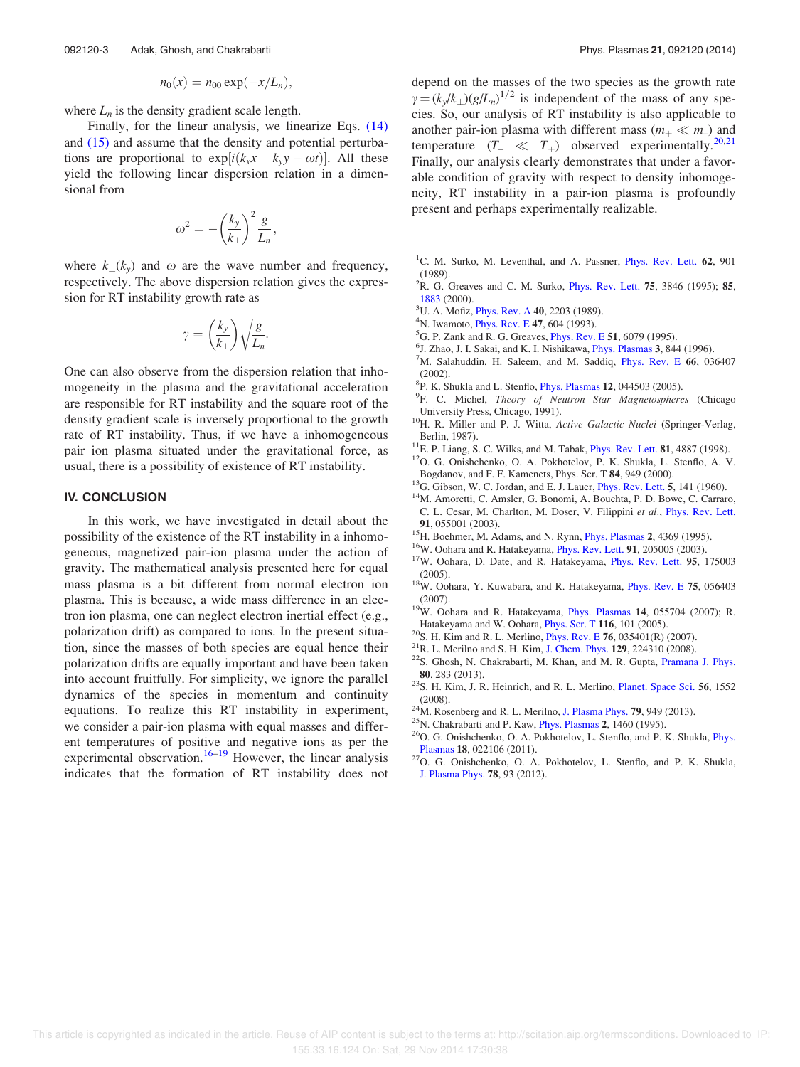$$n_0(x) = n_{00} \exp(-x/L_n),$$

where $L_n$ is the density gradient scale length.

Finally, for the linear analysis, we linearize Eqs. (14) and (15) and assume that the density and potential perturbations are proportional to $\exp[i(k_x x + k_y y - \omega t)]$. All these yield the following linear dispersion relation in a dimensional from

$$\omega^2 = -\left(\frac{k_y}{k_\perp}\right)^2 \frac{g}{L_n},$$

where $k_\perp(k_y)$ and $\omega$ are the wave number and frequency, respectively. The above dispersion relation gives the expression for RT instability growth rate as

$$\gamma = \left(\frac{k_y}{k_\perp}\right)\sqrt{\frac{g}{L_n}}.$$

One can also observe from the dispersion relation that inhomogeneity in the plasma and the gravitational acceleration are responsible for RT instability and the square root of the density gradient scale is inversely proportional to the growth rate of RT instability. Thus, if we have a inhomogeneous pair ion plasma situated under the gravitational force, as usual, there is a possibility of existence of RT instability.

## IV. CONCLUSION

In this work, we have investigated in detail about the possibility of the existence of the RT instability in a inhomogeneous, magnetized pair-ion plasma under the action of gravity. The mathematical analysis presented here for equal mass plasma is a bit different from normal electron ion plasma. This is because, a wide mass difference in an electron ion plasma, one can neglect electron inertial effect (e.g., polarization drift) as compared to ions. In the present situation, since the masses of both species are equal hence their polarization drifts are equally important and have been taken into account fruitfully. For simplicity, we ignore the parallel dynamics of the species in momentum and continuity equations. To realize this RT instability in experiment, we consider a pair-ion plasma with equal masses and different temperatures of positive and negative ions as per the experimental observation.[16–19] However, the linear analysis indicates that the formation of RT instability does not depend on the masses of the two species as the growth rate $\gamma = (k_y/k_\perp)(g/L_n)^{1/2}$ is independent of the mass of any species. So, our analysis of RT instability is also applicable to another pair-ion plasma with different mass ($m_+ \ll m_-$) and temperature ($T_- \ll T_+$) observed experimentally.[20,21] Finally, our analysis clearly demonstrates that under a favorable condition of gravity with respect to density inhomogeneity, RT instability in a pair-ion plasma is profoundly present and perhaps experimentally realizable.

[1] C. M. Surko, M. Leventhal, and A. Passner, Phys. Rev. Lett. **62**, 901 (1989).
[2] R. G. Greaves and C. M. Surko, Phys. Rev. Lett. **75**, 3846 (1995); **85**, 1883 (2000).
[3] U. A. Mofiz, Phys. Rev. A **40**, 2203 (1989).
[4] N. Iwamoto, Phys. Rev. E **47**, 604 (1993).
[5] G. P. Zank and R. G. Greaves, Phys. Rev. E **51**, 6079 (1995).
[6] J. Zhao, J. I. Sakai, and K. I. Nishikawa, Phys. Plasmas **3**, 844 (1996).
[7] M. Salahuddin, H. Saleem, and M. Saddiq, Phys. Rev. E **66**, 036407 (2002).
[8] P. K. Shukla and L. Stenflo, Phys. Plasmas **12**, 044503 (2005).
[9] F. C. Michel, *Theory of Neutron Star Magnetospheres* (Chicago University Press, Chicago, 1991).
[10] H. R. Miller and P. J. Witta, *Active Galactic Nuclei* (Springer-Verlag, Berlin, 1987).
[11] E. P. Liang, S. C. Wilks, and M. Tabak, Phys. Rev. Lett. **81**, 4887 (1998).
[12] O. G. Onishchenko, O. A. Pokhotelov, P. K. Shukla, L. Stenflo, A. V. Bogdanov, and F. F. Kamenets, Phys. Scr. T **84**, 949 (2000).
[13] G. Gibson, W. C. Jordan, and E. J. Lauer, Phys. Rev. Lett. **5**, 141 (1960).
[14] M. Amoretti, C. Amsler, G. Bonomi, A. Bouchta, P. D. Bowe, C. Carraro, C. L. Cesar, M. Charlton, M. Doser, V. Filippini *et al.*, Phys. Rev. Lett. **91**, 055001 (2003).
[15] H. Boehmer, M. Adams, and N. Rynn, Phys. Plasmas **2**, 4369 (1995).
[16] W. Oohara and R. Hatakeyama, Phys. Rev. Lett. **91**, 205005 (2003).
[17] W. Oohara, D. Date, and R. Hatakeyama, Phys. Rev. Lett. **95**, 175003 (2005).
[18] W. Oohara, Y. Kuwabara, and R. Hatakeyama, Phys. Rev. E **75**, 056403 (2007).
[19] W. Oohara and R. Hatakeyama, Phys. Plasmas **14**, 055704 (2007); R. Hatakeyama and W. Oohara, Phys. Scr. T **116**, 101 (2005).
[20] S. H. Kim and R. L. Merlino, Phys. Rev. E **76**, 035401(R) (2007).
[21] R. L. Merilno and S. H. Kim, J. Chem. Phys. **129**, 224310 (2008).
[22] S. Ghosh, N. Chakrabarti, M. Khan, and M. R. Gupta, Pramana J. Phys. **80**, 283 (2013).
[23] S. H. Kim, J. R. Heinrich, and R. L. Merlino, Planet. Space Sci. **56**, 1552 (2008).
[24] M. Rosenberg and R. L. Merilno, J. Plasma Phys. **79**, 949 (2013).
[25] N. Chakrabarti and P. Kaw, Phys. Plasmas **2**, 1460 (1995).
[26] O. G. Onishchenko, O. A. Pokhotelov, L. Stenflo, and P. K. Shukla, Phys. Plasmas **18**, 022106 (2011).
[27] O. G. Onishchenko, O. A. Pokhotelov, L. Stenflo, and P. K. Shukla, J. Plasma Phys. **78**, 93 (2012).